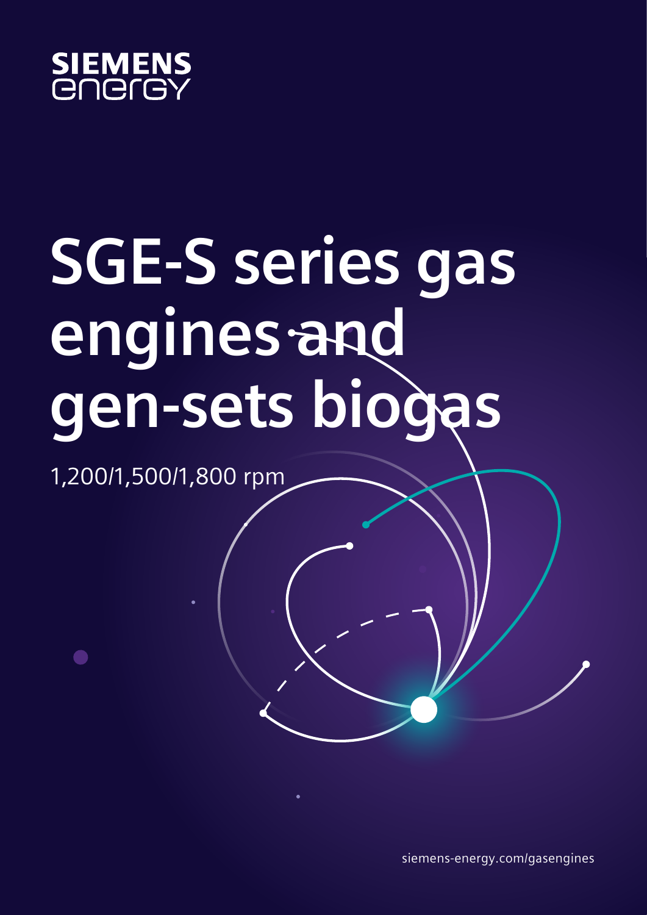SIEMENS energy

# SGE-S series gas engines and gen-sets biogas

1,200/1,500/1,800 rpm

siemens-energy.com/gasengines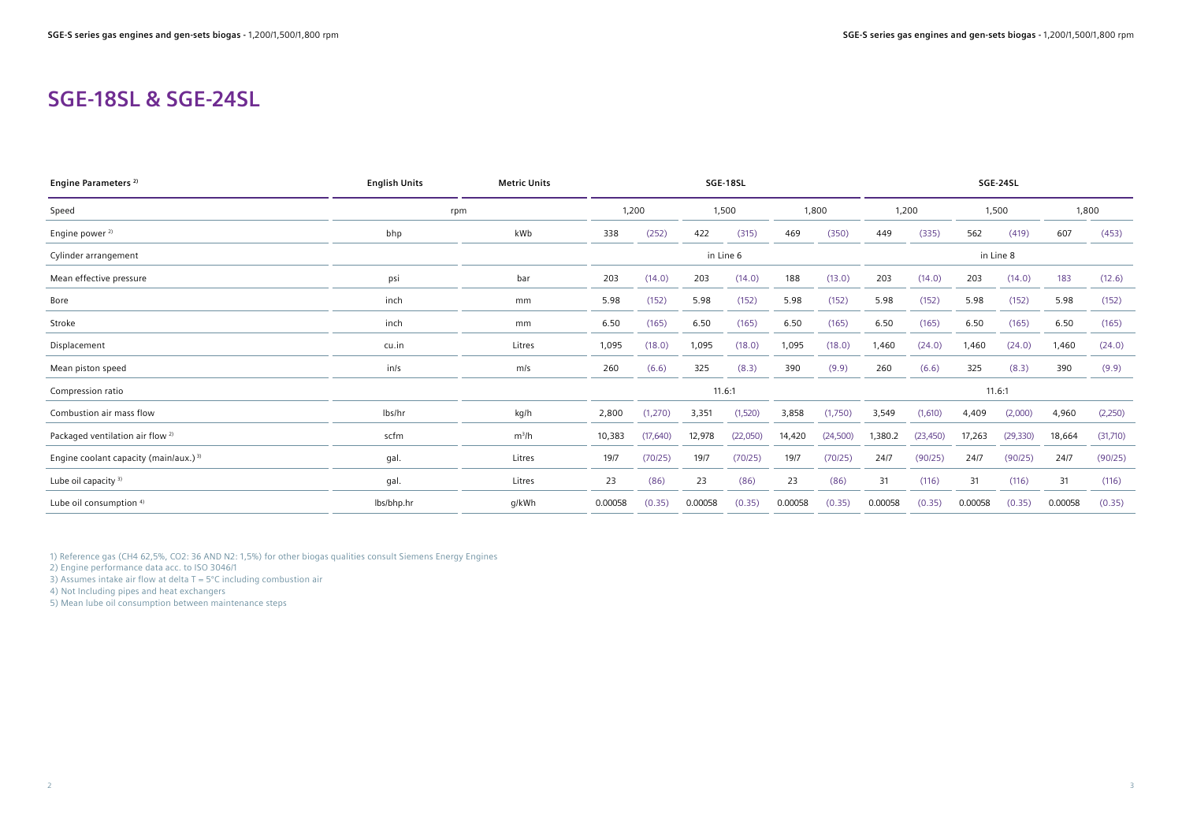# SGE-18SL & SGE-24SL

| Engine Parameters [2] | English Units | Metric Units | SGE-18SL | | | | | | SGE-24SL | | | | | |
|---|---|---|---|---|---|---|---|---|---|---|---|---|---|---|
| Speed | rpm | | 1,200 | | 1,500 | | 1,800 | | 1,200 | | 1,500 | | 1,800 | |
| Engine power [2] | bhp | kWb | 338 | (252) | 422 | (315) | 469 | (350) | 449 | (335) | 562 | (419) | 607 | (453) |
| Cylinder arrangement | | | in Line 6 | | | | | | in Line 8 | | | | | |
| Mean effective pressure | psi | bar | 203 | (14.0) | 203 | (14.0) | 188 | (13.0) | 203 | (14.0) | 203 | (14.0) | 183 | (12.6) |
| Bore | inch | mm | 5.98 | (152) | 5.98 | (152) | 5.98 | (152) | 5.98 | (152) | 5.98 | (152) | 5.98 | (152) |
| Stroke | inch | mm | 6.50 | (165) | 6.50 | (165) | 6.50 | (165) | 6.50 | (165) | 6.50 | (165) | 6.50 | (165) |
| Displacement | cu.in | Litres | 1,095 | (18.0) | 1,095 | (18.0) | 1,095 | (18.0) | 1,460 | (24.0) | 1,460 | (24.0) | 1,460 | (24.0) |
| Mean piston speed | in/s | m/s | 260 | (6.6) | 325 | (8.3) | 390 | (9.9) | 260 | (6.6) | 325 | (8.3) | 390 | (9.9) |
| Compression ratio | | | 11.6:1 | | | | | | 11.6:1 | | | | | |
| Combustion air mass flow | lbs/hr | kg/h | 2,800 | (1,270) | 3,351 | (1,520) | 3,858 | (1,750) | 3,549 | (1,610) | 4,409 | (2,000) | 4,960 | (2,250) |
| Packaged ventilation air flow [2] | scfm | $m^3/h$ | 10,383 | (17,640) | 12,978 | (22,050) | 14,420 | (24,500) | 1,380.2 | (23,450) | 17,263 | (29,330) | 18,664 | (31,710) |
| Engine coolant capacity (main/aux.) [3] | gal. | Litres | 19/7 | (70/25) | 19/7 | (70/25) | 19/7 | (70/25) | 24/7 | (90/25) | 24/7 | (90/25) | 24/7 | (90/25) |
| Lube oil capacity [3] | gal. | Litres | 23 | (86) | 23 | (86) | 23 | (86) | 31 | (116) | 31 | (116) | 31 | (116) |
| Lube oil consumption [4] | lbs/bhp.hr | g/kWh | 0.00058 | (0.35) | 0.00058 | (0.35) | 0.00058 | (0.35) | 0.00058 | (0.35) | 0.00058 | (0.35) | 0.00058 | (0.35) |

1) Reference gas (CH4 62,5%, CO2: 36 AND N2: 1,5%) for other biogas qualities consult Siemens Energy Engines
2) Engine performance data acc. to ISO 3046/1
3) Assumes intake air flow at delta T = 5°C including combustion air
4) Not Including pipes and heat exchangers
5) Mean lube oil consumption between maintenance steps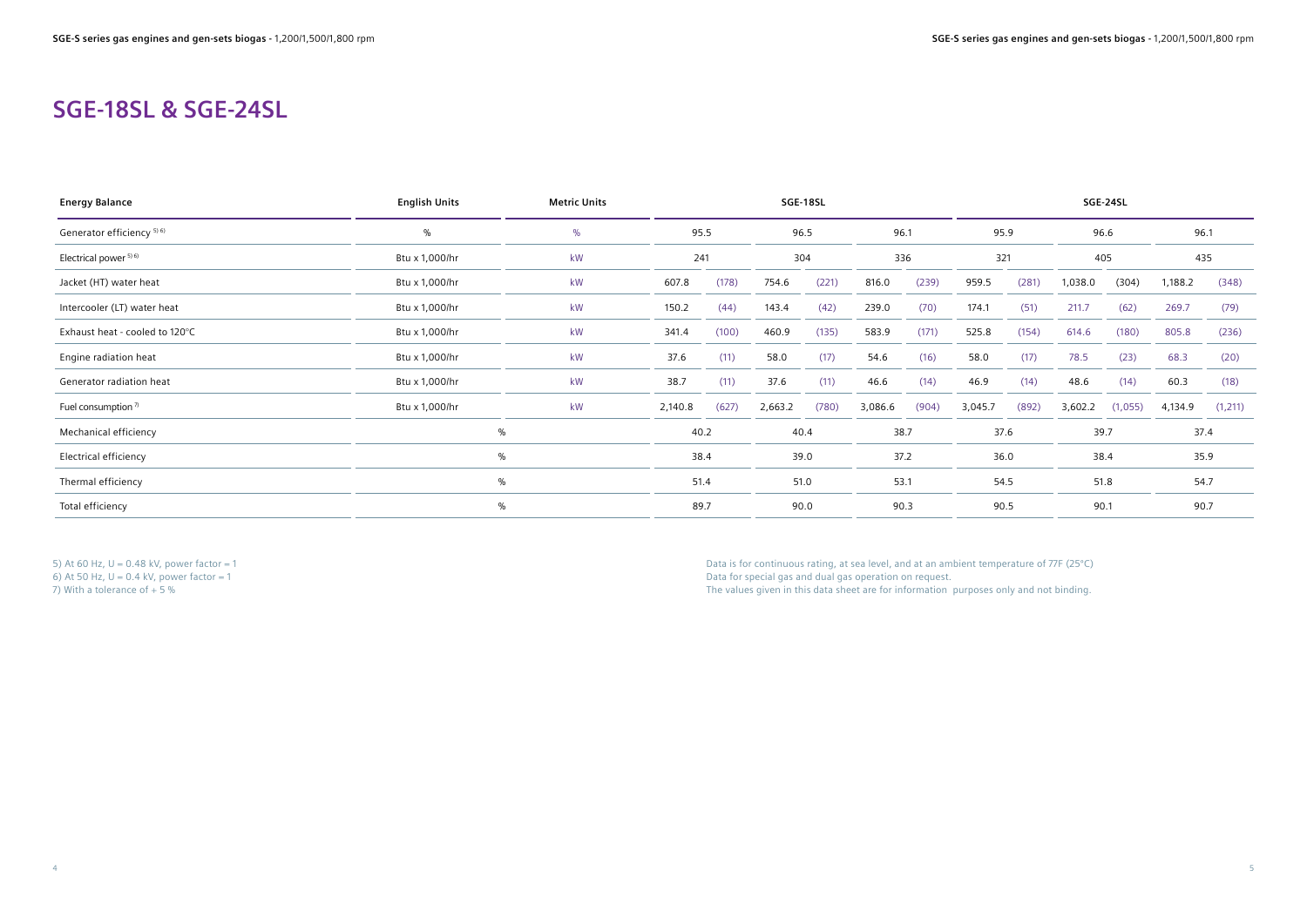## SGE-18SL & SGE-24SL

| Energy Balance | English Units | Metric Units | SGE-18SL | | | | | | SGE-24SL | | | | | |
|---|---|---|---|---|---|---|---|---|---|---|---|---|---|---|
| Generator efficiency [5) 6)] | % | % | 95.5 | | 96.5 | | 96.1 | | 95.9 | | 96.6 | | 96.1 | |
| Electrical power [5) 6)] | Btu x 1,000/hr | kW | 241 | | 304 | | 336 | | 321 | | 405 | | 435 | |
| Jacket (HT) water heat | Btu x 1,000/hr | kW | 607.8 | (178) | 754.6 | (221) | 816.0 | (239) | 959.5 | (281) | 1,038.0 | (304) | 1,188.2 | (348) |
| Intercooler (LT) water heat | Btu x 1,000/hr | kW | 150.2 | (44) | 143.4 | (42) | 239.0 | (70) | 174.1 | (51) | 211.7 | (62) | 269.7 | (79) |
| Exhaust heat - cooled to 120°C | Btu x 1,000/hr | kW | 341.4 | (100) | 460.9 | (135) | 583.9 | (171) | 525.8 | (154) | 614.6 | (180) | 805.8 | (236) |
| Engine radiation heat | Btu x 1,000/hr | kW | 37.6 | (11) | 58.0 | (17) | 54.6 | (16) | 58.0 | (17) | 78.5 | (23) | 68.3 | (20) |
| Generator radiation heat | Btu x 1,000/hr | kW | 38.7 | (11) | 37.6 | (11) | 46.6 | (14) | 46.9 | (14) | 48.6 | (14) | 60.3 | (18) |
| Fuel consumption [7)] | Btu x 1,000/hr | kW | 2,140.8 | (627) | 2,663.2 | (780) | 3,086.6 | (904) | 3,045.7 | (892) | 3,602.2 | (1,055) | 4,134.9 | (1,211) |
| Mechanical efficiency | % | | 40.2 | | 40.4 | | 38.7 | | 37.6 | | 39.7 | | 37.4 | |
| Electrical efficiency | % | | 38.4 | | 39.0 | | 37.2 | | 36.0 | | 38.4 | | 35.9 | |
| Thermal efficiency | % | | 51.4 | | 51.0 | | 53.1 | | 54.5 | | 51.8 | | 54.7 | |
| Total efficiency | % | | 89.7 | | 90.0 | | 90.3 | | 90.5 | | 90.1 | | 90.7 | |

5) At 60 Hz, U = 0.48 kV, power factor = 1
6) At 50 Hz, U = 0.4 kV, power factor = 1
7) With a tolerance of + 5 %

Data is for continuous rating, at sea level, and at an ambient temperature of 77F (25°C)
Data for special gas and dual gas operation on request.
The values given in this data sheet are for information purposes only and not binding.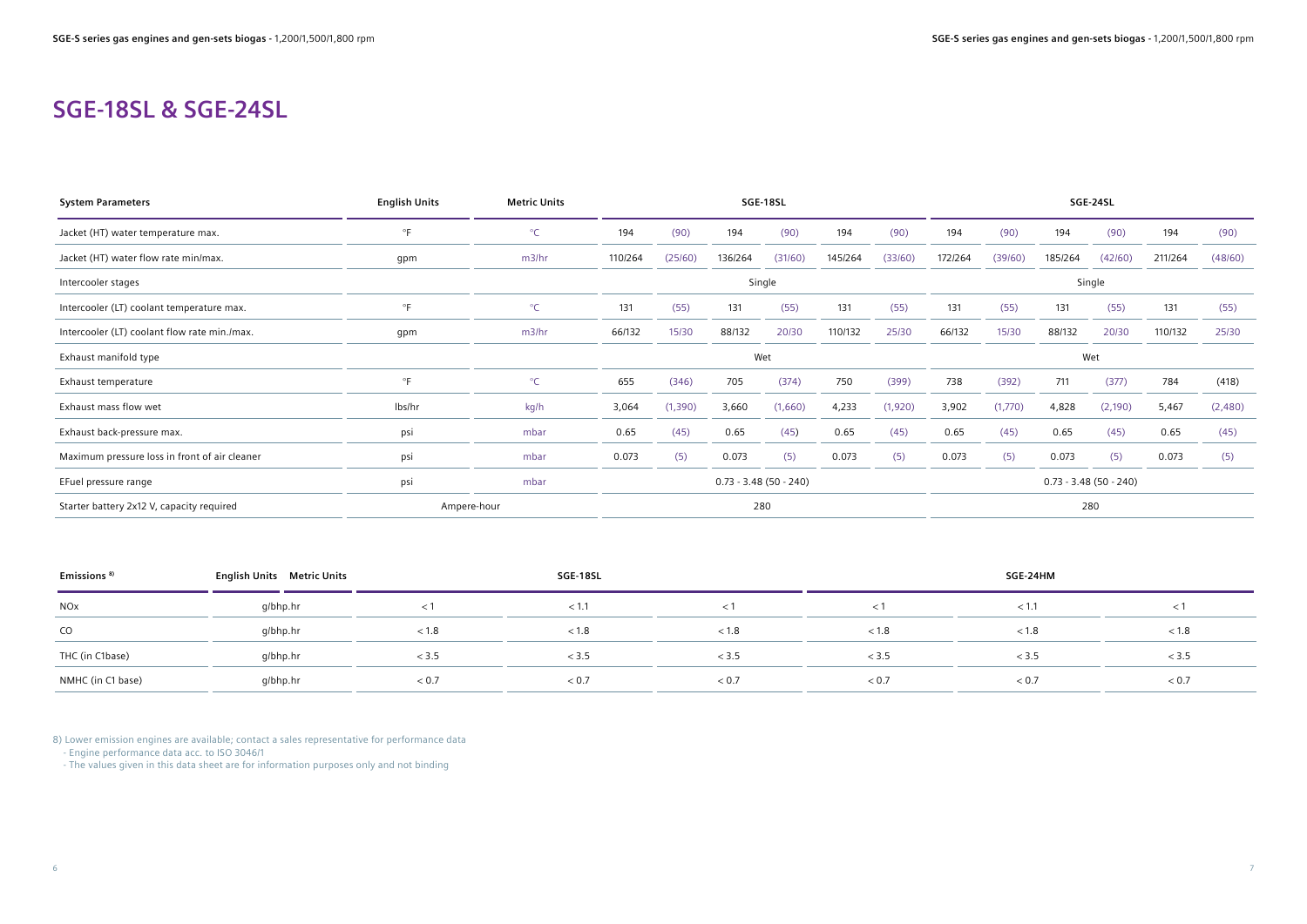# SGE-18SL & SGE-24SL

| System Parameters | English Units | Metric Units | SGE-18SL | | | | | | SGE-24SL | | | | | |
|---|---|---|---|---|---|---|---|---|---|---|---|---|---|---|
| Jacket (HT) water temperature max. | °F | °C | 194 | (90) | 194 | (90) | 194 | (90) | 194 | (90) | 194 | (90) | 194 | (90) |
| Jacket (HT) water flow rate min/max. | gpm | m3/hr | 110/264 | (25/60) | 136/264 | (31/60) | 145/264 | (33/60) | 172/264 | (39/60) | 185/264 | (42/60) | 211/264 | (48/60) |
| Intercooler stages | | | Single | | | | | | Single | | | | | |
| Intercooler (LT) coolant temperature max. | °F | °C | 131 | (55) | 131 | (55) | 131 | (55) | 131 | (55) | 131 | (55) | 131 | (55) |
| Intercooler (LT) coolant flow rate min./max. | gpm | m3/hr | 66/132 | 15/30 | 88/132 | 20/30 | 110/132 | 25/30 | 66/132 | 15/30 | 88/132 | 20/30 | 110/132 | 25/30 |
| Exhaust manifold type | | | Wet | | | | | | Wet | | | | | |
| Exhaust temperature | °F | °C | 655 | (346) | 705 | (374) | 750 | (399) | 738 | (392) | 711 | (377) | 784 | (418) |
| Exhaust mass flow wet | lbs/hr | kg/h | 3,064 | (1,390) | 3,660 | (1,660) | 4,233 | (1,920) | 3,902 | (1,770) | 4,828 | (2,190) | 5,467 | (2,480) |
| Exhaust back-pressure max. | psi | mbar | 0.65 | (45) | 0.65 | (45) | 0.65 | (45) | 0.65 | (45) | 0.65 | (45) | 0.65 | (45) |
| Maximum pressure loss in front of air cleaner | psi | mbar | 0.073 | (5) | 0.073 | (5) | 0.073 | (5) | 0.073 | (5) | 0.073 | (5) | 0.073 | (5) |
| EFuel pressure range | psi | mbar | 0.73 - 3.48 (50 - 240) | | | | | | 0.73 - 3.48 (50 - 240) | | | | | |
| Starter battery 2x12 V, capacity required | Ampere-hour | | 280 | | | | | | 280 | | | | | |

| Emissions [8] | English Units | Metric Units | SGE-18SL | | | SGE-24HM | | |
|---|---|---|---|---|---|---|---|---|
| NOx | g/bhp.hr | | < 1 | < 1.1 | < 1 | < 1 | < 1.1 | < 1 |
| CO | g/bhp.hr | | < 1.8 | < 1.8 | < 1.8 | < 1.8 | < 1.8 | < 1.8 |
| THC (in C1base) | g/bhp.hr | | < 3.5 | < 3.5 | < 3.5 | < 3.5 | < 3.5 | < 3.5 |
| NMHC (in C1 base) | g/bhp.hr | | < 0.7 | < 0.7 | < 0.7 | < 0.7 | < 0.7 | < 0.7 |

8) Lower emission engines are available; contact a sales representative for performance data
- Engine performance data acc. to ISO 3046/1
- The values given in this data sheet are for information purposes only and not binding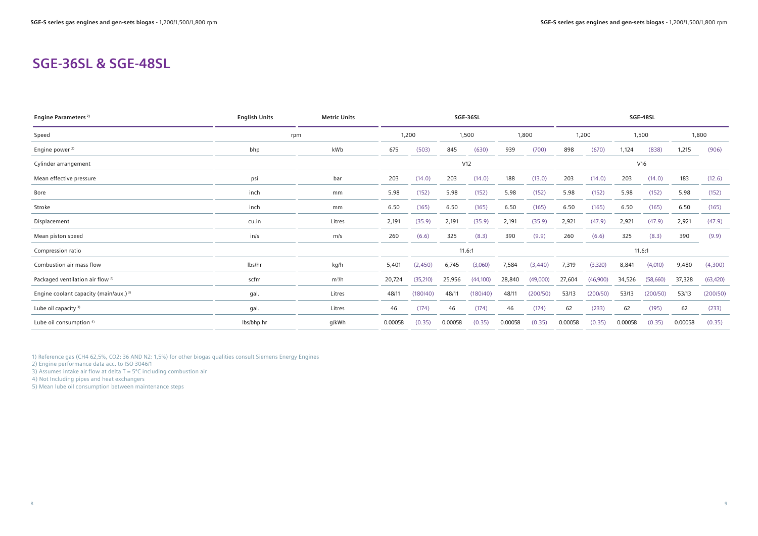# SGE-36SL & SGE-48SL

| Engine Parameters [2] | English Units | Metric Units | SGE-36SL | | | | | | SGE-48SL | | | | | |
|---|---|---|---|---|---|---|---|---|---|---|---|---|---|---|
| Speed | rpm | | 1,200 | | 1,500 | | 1,800 | | 1,200 | | 1,500 | | 1,800 | |
| Engine power [2] | bhp | kWb | 675 | (503) | 845 | (630) | 939 | (700) | 898 | (670) | 1,124 | (838) | 1,215 | (906) |
| Cylinder arrangement | | | V12 | | | | | | V16 | | | | | |
| Mean effective pressure | psi | bar | 203 | (14.0) | 203 | (14.0) | 188 | (13.0) | 203 | (14.0) | 203 | (14.0) | 183 | (12.6) |
| Bore | inch | mm | 5.98 | (152) | 5.98 | (152) | 5.98 | (152) | 5.98 | (152) | 5.98 | (152) | 5.98 | (152) |
| Stroke | inch | mm | 6.50 | (165) | 6.50 | (165) | 6.50 | (165) | 6.50 | (165) | 6.50 | (165) | 6.50 | (165) |
| Displacement | cu.in | Litres | 2,191 | (35.9) | 2,191 | (35.9) | 2,191 | (35.9) | 2,921 | (47.9) | 2,921 | (47.9) | 2,921 | (47.9) |
| Mean piston speed | in/s | m/s | 260 | (6.6) | 325 | (8.3) | 390 | (9.9) | 260 | (6.6) | 325 | (8.3) | 390 | (9.9) |
| Compression ratio | | | 11.6:1 | | | | | | 11.6:1 | | | | | |
| Combustion air mass flow | lbs/hr | kg/h | 5,401 | (2,450) | 6,745 | (3,060) | 7,584 | (3,440) | 7,319 | (3,320) | 8,841 | (4,010) | 9,480 | (4,300) |
| Packaged ventilation air flow [2] | scfm | $m^3/h$ | 20,724 | (35,210) | 25,956 | (44,100) | 28,840 | (49,000) | 27,604 | (46,900) | 34,526 | (58,660) | 37,328 | (63,420) |
| Engine coolant capacity (main/aux.) [3] | gal. | Litres | 48/11 | (180/40) | 48/11 | (180/40) | 48/11 | (200/50) | 53/13 | (200/50) | 53/13 | (200/50) | 53/13 | (200/50) |
| Lube oil capacity [3] | gal. | Litres | 46 | (174) | 46 | (174) | 46 | (174) | 62 | (233) | 62 | (195) | 62 | (233) |
| Lube oil consumption [4] | lbs/bhp.hr | g/kWh | 0.00058 | (0.35) | 0.00058 | (0.35) | 0.00058 | (0.35) | 0.00058 | (0.35) | 0.00058 | (0.35) | 0.00058 | (0.35) |

1) Reference gas (CH4 62,5%, CO2: 36 AND N2: 1,5%) for other biogas qualities consult Siemens Energy Engines
2) Engine performance data acc. to ISO 3046/1
3) Assumes intake air flow at delta T = 5°C including combustion air
4) Not Including pipes and heat exchangers
5) Mean lube oil consumption between maintenance steps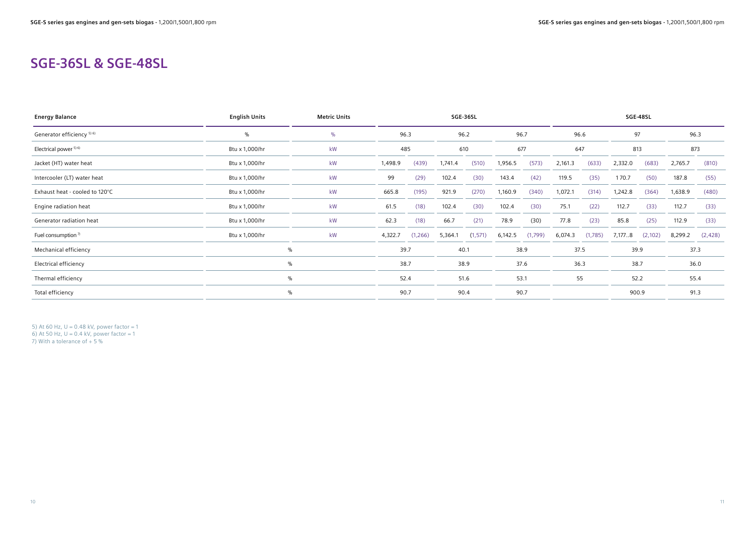## SGE-36SL & SGE-48SL

| Energy Balance | English Units | Metric Units | SGE-36SL | | | | | | SGE-48SL | | | | | |
|---|---|---|---|---|---|---|---|---|---|---|---|---|---|---|
| Generator efficiency [5) 6)] | % | % | 96.3 | | 96.2 | | 96.7 | | 96.6 | | 97 | | 96.3 | |
| Electrical power [5) 6)] | Btu x 1,000/hr | kW | 485 | | 610 | | 677 | | 647 | | 813 | | 873 | |
| Jacket (HT) water heat | Btu x 1,000/hr | kW | 1,498.9 | (439) | 1,741.4 | (510) | 1,956.5 | (573) | 2,161.3 | (633) | 2,332.0 | (683) | 2,765.7 | (810) |
| Intercooler (LT) water heat | Btu x 1,000/hr | kW | 99 | (29) | 102.4 | (30) | 143.4 | (42) | 119.5 | (35) | 170.7 | (50) | 187.8 | (55) |
| Exhaust heat - cooled to 120°C | Btu x 1,000/hr | kW | 665.8 | (195) | 921.9 | (270) | 1,160.9 | (340) | 1,072.1 | (314) | 1,242.8 | (364) | 1,638.9 | (480) |
| Engine radiation heat | Btu x 1,000/hr | kW | 61.5 | (18) | 102.4 | (30) | 102.4 | (30) | 75.1 | (22) | 112.7 | (33) | 112.7 | (33) |
| Generator radiation heat | Btu x 1,000/hr | kW | 62.3 | (18) | 66.7 | (21) | 78.9 | (30) | 77.8 | (23) | 85.8 | (25) | 112.9 | (33) |
| Fuel consumption [7)] | Btu x 1,000/hr | kW | 4,322.7 | (1,266) | 5,364.1 | (1,571) | 6,142.5 | (1,799) | 6,074.3 | (1,785) | 7,177..8 | (2,102) | 8,299.2 | (2,428) |
| Mechanical efficiency | % | | 39.7 | | 40.1 | | 38.9 | | 37.5 | | 39.9 | | 37.3 | |
| Electrical efficiency | % | | 38.7 | | 38.9 | | 37.6 | | 36.3 | | 38.7 | | 36.0 | |
| Thermal efficiency | % | | 52.4 | | 51.6 | | 53.1 | | 55 | | 52.2 | | 55.4 | |
| Total efficiency | % | | 90.7 | | 90.4 | | 90.7 | | | | 900.9 | | 91.3 | |

5) At 60 Hz, U = 0.48 kV, power factor = 1
6) At 50 Hz, U = 0.4 kV, power factor = 1
7) With a tolerance of + 5 %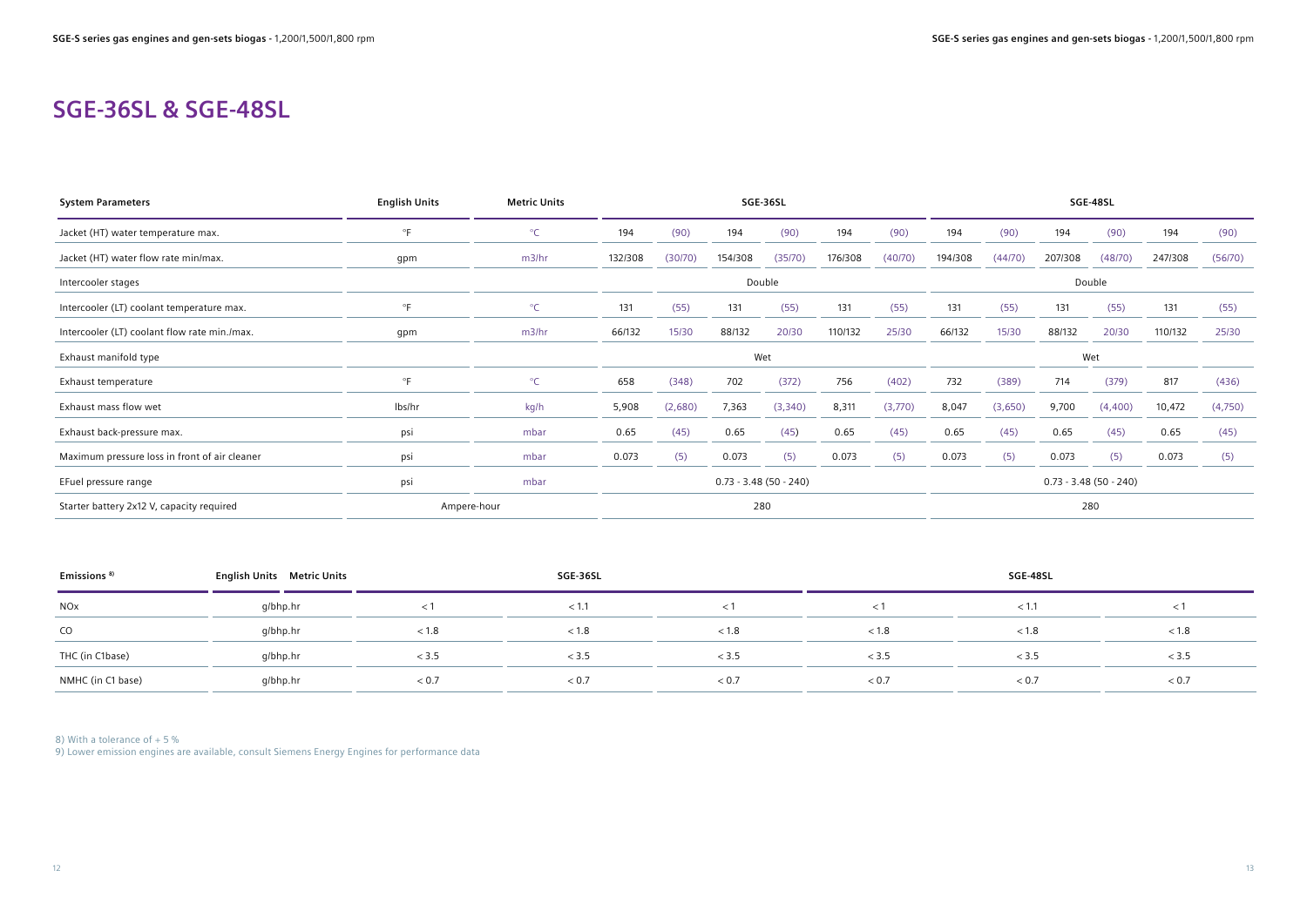# SGE-36SL & SGE-48SL

| System Parameters | English Units | Metric Units | SGE-36SL | | | | | | SGE-48SL | | | | | |
|---|---|---|---|---|---|---|---|---|---|---|---|---|---|---|
| Jacket (HT) water temperature max. | °F | °C | 194 | (90) | 194 | (90) | 194 | (90) | 194 | (90) | 194 | (90) | 194 | (90) |
| Jacket (HT) water flow rate min/max. | gpm | m3/hr | 132/308 | (30/70) | 154/308 | (35/70) | 176/308 | (40/70) | 194/308 | (44/70) | 207/308 | (48/70) | 247/308 | (56/70) |
| Intercooler stages | | | Double | | | | | | Double | | | | | |
| Intercooler (LT) coolant temperature max. | °F | °C | 131 | (55) | 131 | (55) | 131 | (55) | 131 | (55) | 131 | (55) | 131 | (55) |
| Intercooler (LT) coolant flow rate min./max. | gpm | m3/hr | 66/132 | 15/30 | 88/132 | 20/30 | 110/132 | 25/30 | 66/132 | 15/30 | 88/132 | 20/30 | 110/132 | 25/30 |
| Exhaust manifold type | | | Wet | | | | | | Wet | | | | | |
| Exhaust temperature | °F | °C | 658 | (348) | 702 | (372) | 756 | (402) | 732 | (389) | 714 | (379) | 817 | (436) |
| Exhaust mass flow wet | lbs/hr | kg/h | 5,908 | (2,680) | 7,363 | (3,340) | 8,311 | (3,770) | 8,047 | (3,650) | 9,700 | (4,400) | 10,472 | (4,750) |
| Exhaust back-pressure max. | psi | mbar | 0.65 | (45) | 0.65 | (45) | 0.65 | (45) | 0.65 | (45) | 0.65 | (45) | 0.65 | (45) |
| Maximum pressure loss in front of air cleaner | psi | mbar | 0.073 | (5) | 0.073 | (5) | 0.073 | (5) | 0.073 | (5) | 0.073 | (5) | 0.073 | (5) |
| EFuel pressure range | psi | mbar | 0.73 - 3.48 (50 - 240) | | | | | | 0.73 - 3.48 (50 - 240) | | | | | |
| Starter battery 2x12 V, capacity required | Ampere-hour | | 280 | | | | | | 280 | | | | | |

| Emissions [8] | English Units Metric Units | SGE-36SL | | | SGE-48SL | | |
|---|---|---|---|---|---|---|---|
| NOx | g/bhp.hr | < 1 | < 1.1 | < 1 | < 1 | < 1.1 | < 1 |
| CO | g/bhp.hr | < 1.8 | < 1.8 | < 1.8 | < 1.8 | < 1.8 | < 1.8 |
| THC (in C1base) | g/bhp.hr | < 3.5 | < 3.5 | < 3.5 | < 3.5 | < 3.5 | < 3.5 |
| NMHC (in C1 base) | g/bhp.hr | < 0.7 | < 0.7 | < 0.7 | < 0.7 | < 0.7 | < 0.7 |

8) With a tolerance of + 5 %

9) Lower emission engines are available, consult Siemens Energy Engines for performance data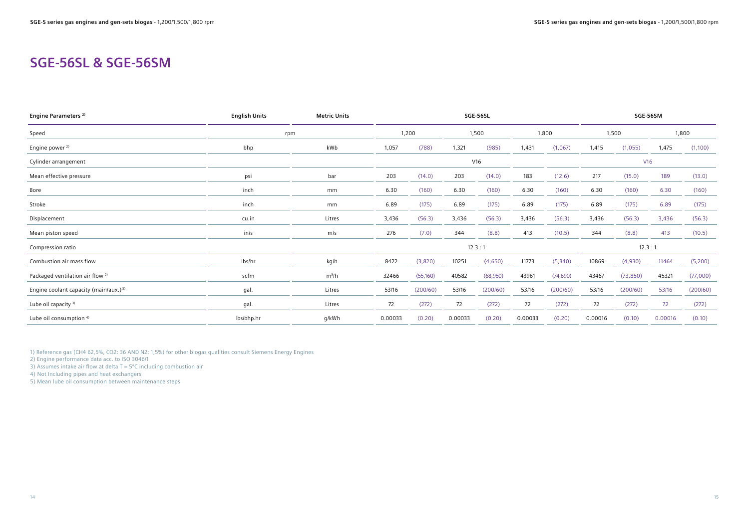# SGE-56SL & SGE-56SM

| Engine Parameters [2] | English Units | Metric Units | SGE-56SL | | | | | | SGE-56SM | | | |
|---|---|---|---|---|---|---|---|---|---|---|---|---|
| Speed | rpm | | 1,200 | | 1,500 | | 1,800 | | 1,500 | | 1,800 | |
| Engine power [2] | bhp | kWb | 1,057 | (788) | 1,321 | (985) | 1,431 | (1,067) | 1,415 | (1,055) | 1,475 | (1,100) |
| Cylinder arrangement | | | V16 | | | | | | V16 | | | |
| Mean effective pressure | psi | bar | 203 | (14.0) | 203 | (14.0) | 183 | (12.6) | 217 | (15.0) | 189 | (13.0) |
| Bore | inch | mm | 6.30 | (160) | 6.30 | (160) | 6.30 | (160) | 6.30 | (160) | 6.30 | (160) |
| Stroke | inch | mm | 6.89 | (175) | 6.89 | (175) | 6.89 | (175) | 6.89 | (175) | 6.89 | (175) |
| Displacement | cu.in | Litres | 3,436 | (56.3) | 3,436 | (56.3) | 3,436 | (56.3) | 3,436 | (56.3) | 3,436 | (56.3) |
| Mean piston speed | in/s | m/s | 276 | (7.0) | 344 | (8.8) | 413 | (10.5) | 344 | (8.8) | 413 | (10.5) |
| Compression ratio | | | 12.3 : 1 | | | | | | 12.3 : 1 | | | |
| Combustion air mass flow | lbs/hr | kg/h | 8422 | (3,820) | 10251 | (4,650) | 11773 | (5,340) | 10869 | (4,930) | 11464 | (5,200) |
| Packaged ventilation air flow [2] | scfm | $m^3/h$ | 32466 | (55,160) | 40582 | (68,950) | 43961 | (74,690) | 43467 | (73,850) | 45321 | (77,000) |
| Engine coolant capacity (main/aux.) [3] | gal. | Litres | 53/16 | (200/60) | 53/16 | (200/60) | 53/16 | (200/60) | 53/16 | (200/60) | 53/16 | (200/60) |
| Lube oil capacity [3] | gal. | Litres | 72 | (272) | 72 | (272) | 72 | (272) | 72 | (272) | 72 | (272) |
| Lube oil consumption [4] | lbs/bhp.hr | g/kWh | 0.00033 | (0.20) | 0.00033 | (0.20) | 0.00033 | (0.20) | 0.00016 | (0.10) | 0.00016 | (0.10) |

1) Reference gas ($CH_4$ 62,5%, $CO_2$: 36 AND $N_2$: 1,5%) for other biogas qualities consult Siemens Energy Engines
2) Engine performance data acc. to ISO 3046/1
3) Assumes intake air flow at delta T = 5°C including combustion air
4) Not Including pipes and heat exchangers
5) Mean lube oil consumption between maintenance steps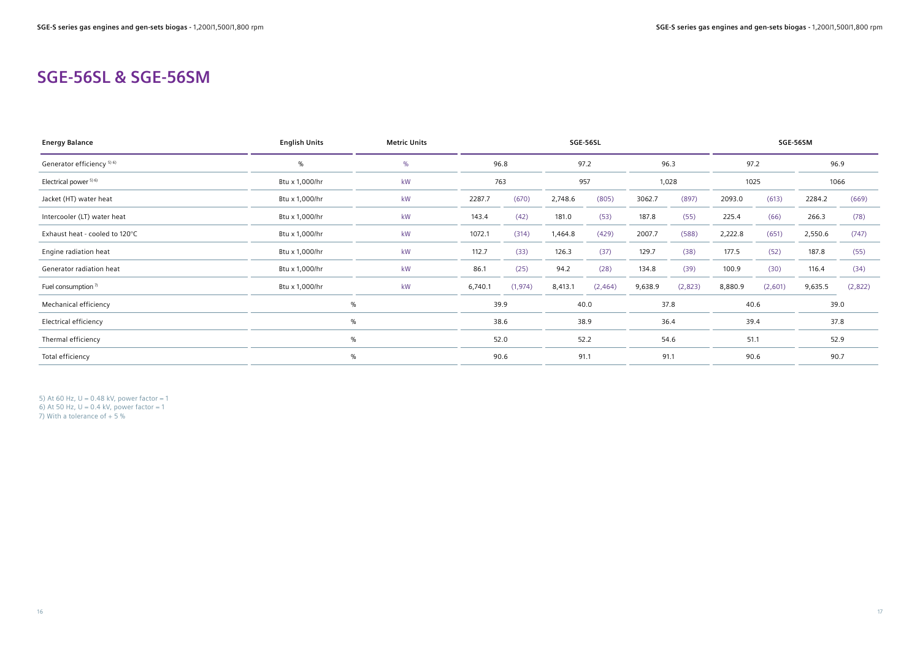## SGE-56SL & SGE-56SM

| Energy Balance | English Units | Metric Units | SGE-56SL | | | | | | SGE-56SM | | | |
|---|---|---|---|---|---|---|---|---|---|---|---|---|
| Generator efficiency [5) 6)] | % | % | 96.8 | | 97.2 | | 96.3 | | 97.2 | | 96.9 | |
| Electrical power [5) 6)] | Btu x 1,000/hr | kW | 763 | | 957 | | 1,028 | | 1025 | | 1066 | |
| Jacket (HT) water heat | Btu x 1,000/hr | kW | 2287.7 | (670) | 2,748.6 | (805) | 3062.7 | (897) | 2093.0 | (613) | 2284.2 | (669) |
| Intercooler (LT) water heat | Btu x 1,000/hr | kW | 143.4 | (42) | 181.0 | (53) | 187.8 | (55) | 225.4 | (66) | 266.3 | (78) |
| Exhaust heat - cooled to 120°C | Btu x 1,000/hr | kW | 1072.1 | (314) | 1,464.8 | (429) | 2007.7 | (588) | 2,222.8 | (651) | 2,550.6 | (747) |
| Engine radiation heat | Btu x 1,000/hr | kW | 112.7 | (33) | 126.3 | (37) | 129.7 | (38) | 177.5 | (52) | 187.8 | (55) |
| Generator radiation heat | Btu x 1,000/hr | kW | 86.1 | (25) | 94.2 | (28) | 134.8 | (39) | 100.9 | (30) | 116.4 | (34) |
| Fuel consumption [7)] | Btu x 1,000/hr | kW | 6,740.1 | (1,974) | 8,413.1 | (2,464) | 9,638.9 | (2,823) | 8,880.9 | (2,601) | 9,635.5 | (2,822) |
| Mechanical efficiency | % | | 39.9 | | 40.0 | | 37.8 | | 40.6 | | 39.0 | |
| Electrical efficiency | % | | 38.6 | | 38.9 | | 36.4 | | 39.4 | | 37.8 | |
| Thermal efficiency | % | | 52.0 | | 52.2 | | 54.6 | | 51.1 | | 52.9 | |
| Total efficiency | % | | 90.6 | | 91.1 | | 91.1 | | 90.6 | | 90.7 | |

5) At 60 Hz, U = 0.48 kV, power factor = 1
6) At 50 Hz, U = 0.4 kV, power factor = 1
7) With a tolerance of + 5 %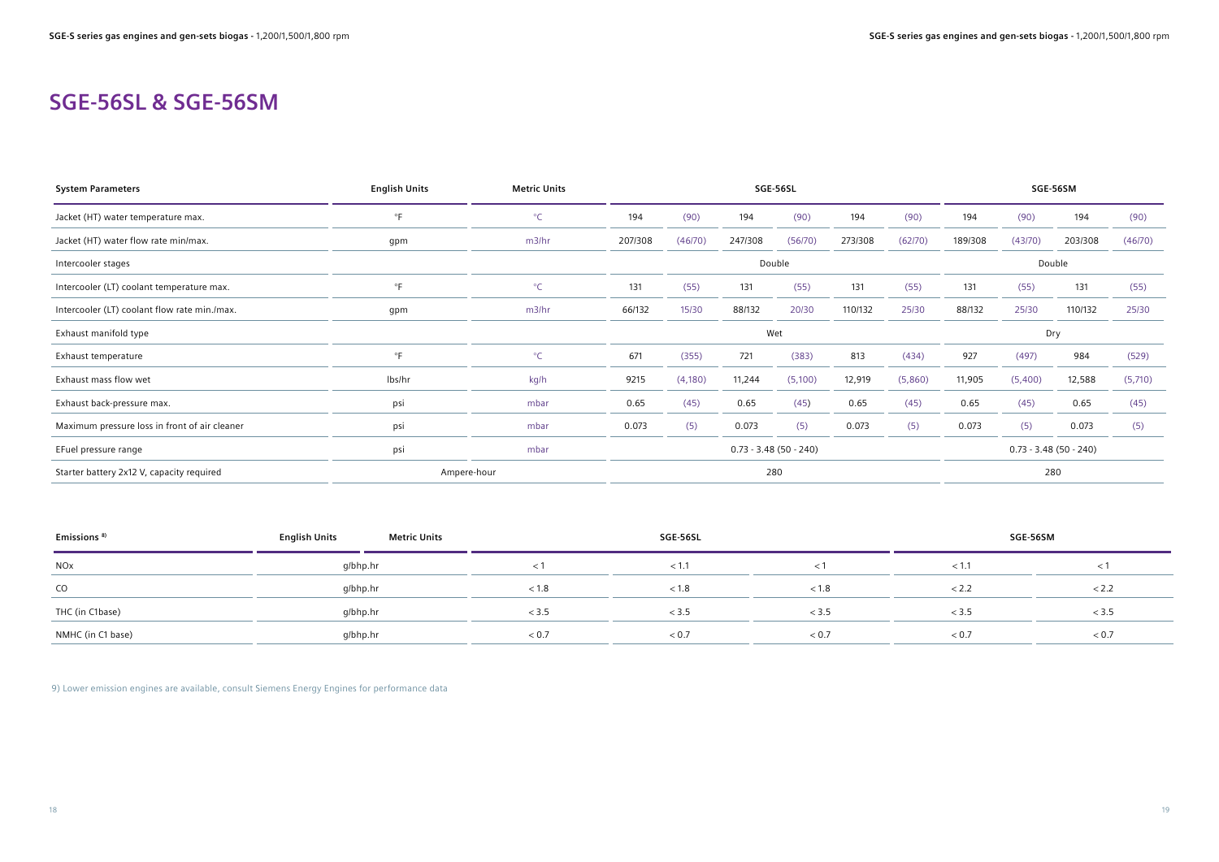## SGE-56SL & SGE-56SM

| System Parameters | English Units | Metric Units | SGE-56SL | | | | | | SGE-56SM | | | |
|---|---|---|---|---|---|---|---|---|---|---|---|---|
| Jacket (HT) water temperature max. | °F | °C | 194 | (90) | 194 | (90) | 194 | (90) | 194 | (90) | 194 | (90) |
| Jacket (HT) water flow rate min/max. | gpm | m3/hr | 207/308 | (46/70) | 247/308 | (56/70) | 273/308 | (62/70) | 189/308 | (43/70) | 203/308 | (46/70) |
| Intercooler stages | | | Double | | | | | | Double | | | |
| Intercooler (LT) coolant temperature max. | °F | °C | 131 | (55) | 131 | (55) | 131 | (55) | 131 | (55) | 131 | (55) |
| Intercooler (LT) coolant flow rate min./max. | gpm | m3/hr | 66/132 | 15/30 | 88/132 | 20/30 | 110/132 | 25/30 | 88/132 | 25/30 | 110/132 | 25/30 |
| Exhaust manifold type | | | Wet | | | | | | Dry | | | |
| Exhaust temperature | °F | °C | 671 | (355) | 721 | (383) | 813 | (434) | 927 | (497) | 984 | (529) |
| Exhaust mass flow wet | lbs/hr | kg/h | 9215 | (4,180) | 11,244 | (5,100) | 12,919 | (5,860) | 11,905 | (5,400) | 12,588 | (5,710) |
| Exhaust back-pressure max. | psi | mbar | 0.65 | (45) | 0.65 | (45) | 0.65 | (45) | 0.65 | (45) | 0.65 | (45) |
| Maximum pressure loss in front of air cleaner | psi | mbar | 0.073 | (5) | 0.073 | (5) | 0.073 | (5) | 0.073 | (5) | 0.073 | (5) |
| EFuel pressure range | psi | mbar | 0.73 - 3.48 (50 - 240) | | | | | | 0.73 - 3.48 (50 - 240) | | | |
| Starter battery 2x12 V, capacity required | Ampere-hour | | 280 | | | | | | 280 | | | |

| Emissions [9] | English Units | Metric Units | SGE-56SL | | | SGE-56SM | |
|---|---|---|---|---|---|---|---|
| NOx | g/bhp.hr | | < 1 | < 1.1 | < 1 | < 1.1 | < 1 |
| CO | g/bhp.hr | | < 1.8 | < 1.8 | < 1.8 | < 2.2 | < 2.2 |
| THC (in C1base) | g/bhp.hr | | < 3.5 | < 3.5 | < 3.5 | < 3.5 | < 3.5 |
| NMHC (in C1 base) | g/bhp.hr | | < 0.7 | < 0.7 | < 0.7 | < 0.7 | < 0.7 |

9) Lower emission engines are available, consult Siemens Energy Engines for performance data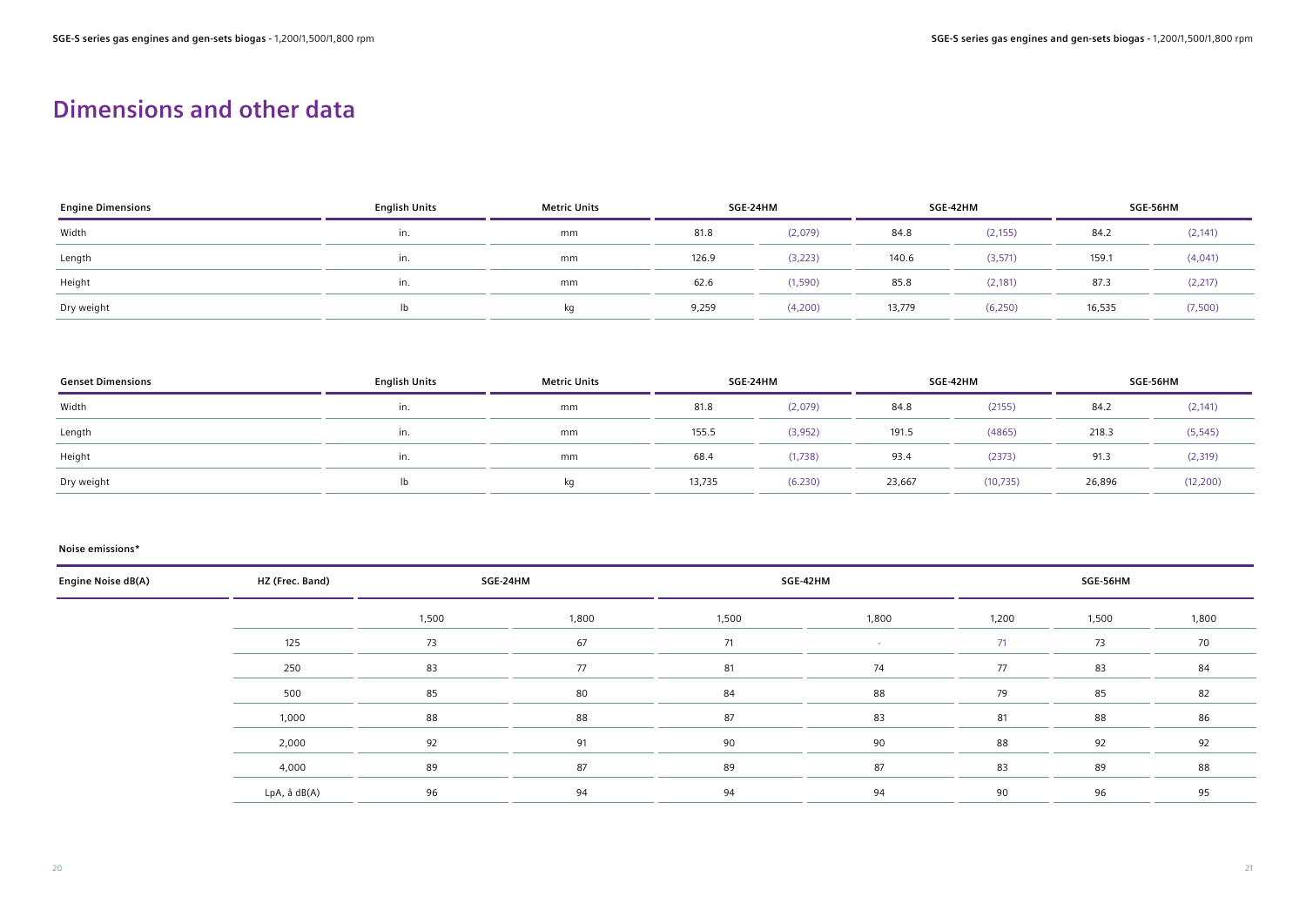# Dimensions and other data

| Engine Dimensions | English Units | Metric Units | SGE-24HM | | SGE-42HM | | SGE-56HM | |
|---|---|---|---|---|---|---|---|---|
| Width | in. | mm | 81.8 | (2,079) | 84.8 | (2,155) | 84.2 | (2,141) |
| Length | in. | mm | 126.9 | (3,223) | 140.6 | (3,571) | 159.1 | (4,041) |
| Height | in. | mm | 62.6 | (1,590) | 85.8 | (2,181) | 87.3 | (2,217) |
| Dry weight | lb | kg | 9,259 | (4,200) | 13,779 | (6,250) | 16,535 | (7,500) |

| Genset Dimensions | English Units | Metric Units | SGE-24HM | | SGE-42HM | | SGE-56HM | |
|---|---|---|---|---|---|---|---|---|
| Width | in. | mm | 81.8 | (2,079) | 84.8 | (2155) | 84.2 | (2,141) |
| Length | in. | mm | 155.5 | (3,952) | 191.5 | (4865) | 218.3 | (5,545) |
| Height | in. | mm | 68.4 | (1,738) | 93.4 | (2373) | 91.3 | (2,319) |
| Dry weight | lb | kg | 13,735 | (6.230) | 23,667 | (10,735) | 26,896 | (12,200) |

**Noise emissions***

| Engine Noise dB(A) | HZ (Frec. Band) | SGE-24HM | | SGE-42HM | | SGE-56HM | | |
|---|---|---|---|---|---|---|---|---|
| | | 1,500 | 1,800 | 1,500 | 1,800 | 1,200 | 1,500 | 1,800 |
| | 125 | 73 | 67 | 71 | - | 71 | 73 | 70 |
| | 250 | 83 | 77 | 81 | 74 | 77 | 83 | 84 |
| | 500 | 85 | 80 | 84 | 88 | 79 | 85 | 82 |
| | 1,000 | 88 | 88 | 87 | 83 | 81 | 88 | 86 |
| | 2,000 | 92 | 91 | 90 | 90 | 88 | 92 | 92 |
| | 4,000 | 89 | 87 | 89 | 87 | 83 | 89 | 88 |
| | LpA, å dB(A) | 96 | 94 | 94 | 94 | 90 | 96 | 95 |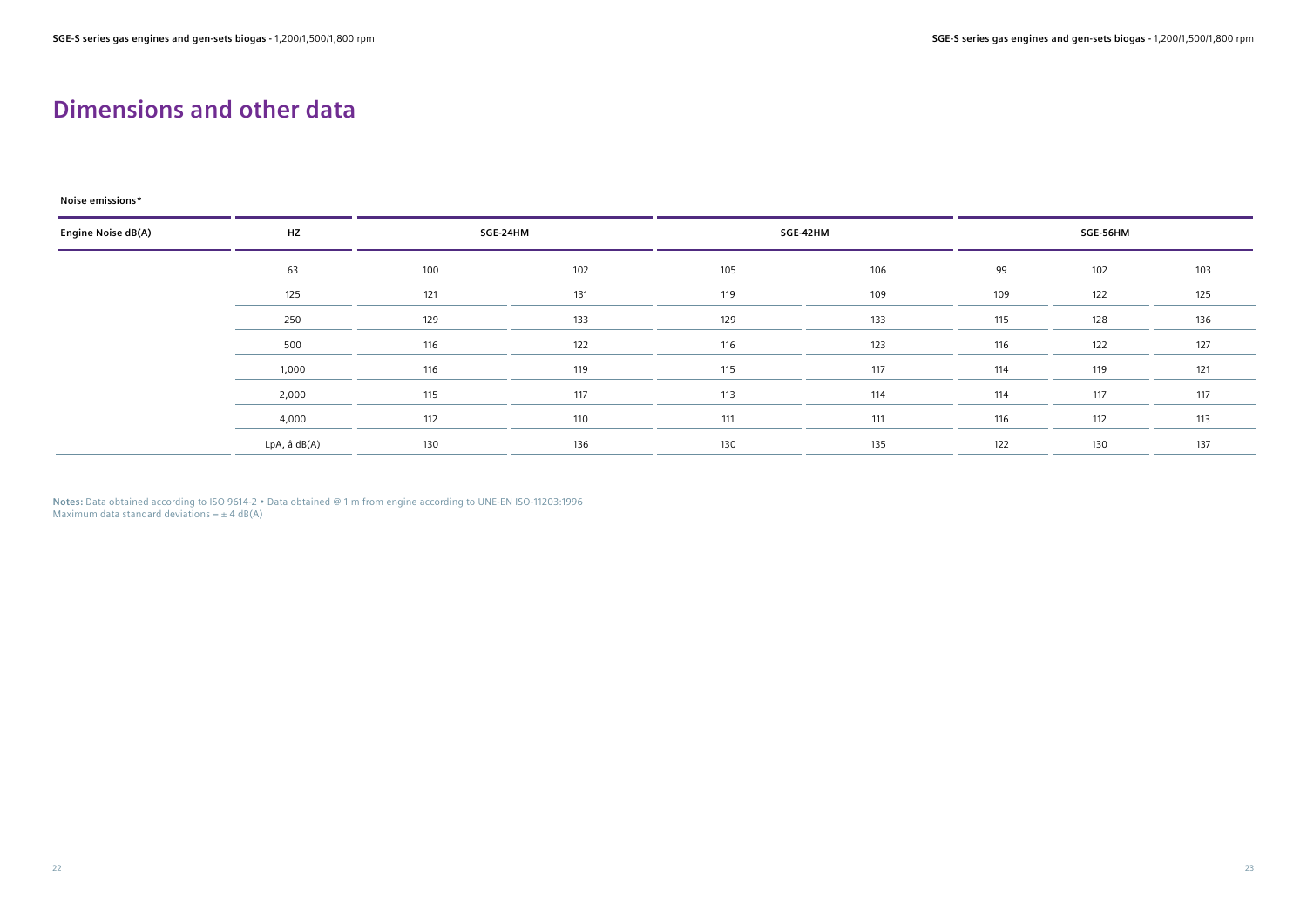# Dimensions and other data

**Noise emissions***

| Engine Noise dB(A) | HZ | SGE-24HM | | SGE-42HM | | SGE-56HM | | |
|---|---|---|---|---|---|---|---|---|
| | 63 | 100 | 102 | 105 | 106 | 99 | 102 | 103 |
| | 125 | 121 | 131 | 119 | 109 | 109 | 122 | 125 |
| | 250 | 129 | 133 | 129 | 133 | 115 | 128 | 136 |
| | 500 | 116 | 122 | 116 | 123 | 116 | 122 | 127 |
| | 1,000 | 116 | 119 | 115 | 117 | 114 | 119 | 121 |
| | 2,000 | 115 | 117 | 113 | 114 | 114 | 117 | 117 |
| | 4,000 | 112 | 110 | 111 | 111 | 116 | 112 | 113 |
| | LpA, à dB(A) | 130 | 136 | 130 | 135 | 122 | 130 | 137 |

**Notes:** Data obtained according to ISO 9614-2 • Data obtained @ 1 m from engine according to UNE-EN ISO-11203:1996
Maximum data standard deviations = ± 4 dB(A)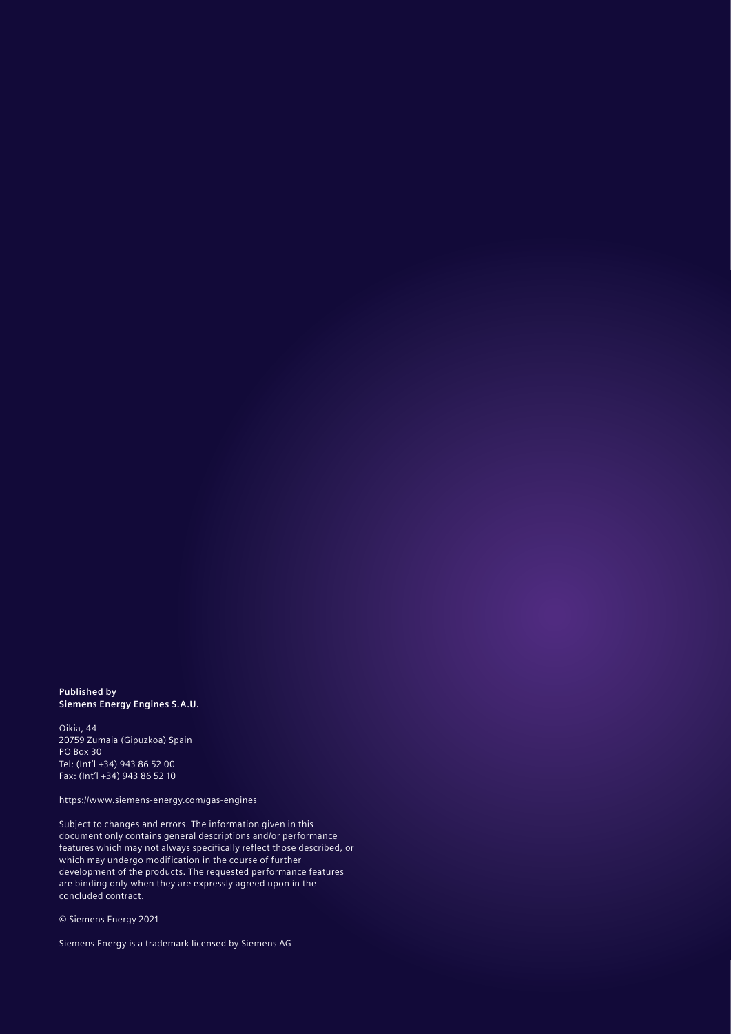**Published by**
**Siemens Energy Engines S.A.U.**

Oikia, 44
20759 Zumaia (Gipuzkoa) Spain
PO Box 30
Tel: (Int'l +34) 943 86 52 00
Fax: (Int'l +34) 943 86 52 10

https://www.siemens-energy.com/gas-engines

Subject to changes and errors. The information given in this document only contains general descriptions and/or performance features which may not always specifically reflect those described, or which may undergo modification in the course of further development of the products. The requested performance features are binding only when they are expressly agreed upon in the concluded contract.

© Siemens Energy 2021

Siemens Energy is a trademark licensed by Siemens AG